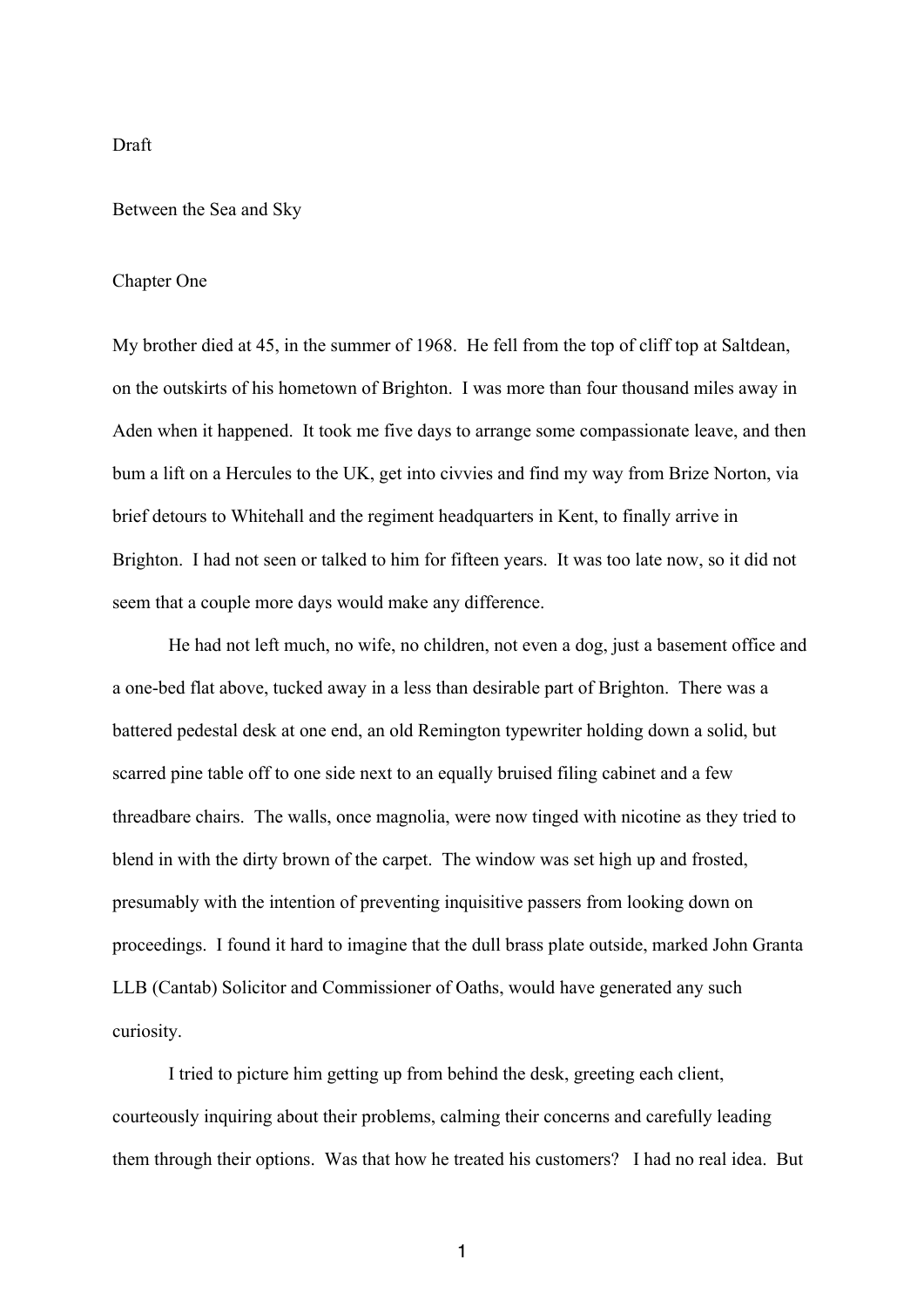Draft

# Between the Sea and Sky

## Chapter One

My brother died at 45, in the summer of 1968. He fell from the top of cliff top at Saltdean, on the outskirts of his hometown of Brighton. I was more than four thousand miles away in Aden when it happened. It took me five days to arrange some compassionate leave, and then bum a lift on a Hercules to the UK, get into civvies and find my way from Brize Norton, via brief detours to Whitehall and the regiment headquarters in Kent, to finally arrive in Brighton. I had not seen or talked to him for fifteen years. It was too late now, so it did not seem that a couple more days would make any difference.

He had not left much, no wife, no children, not even a dog, just a basement office and a one-bed flat above, tucked away in a less than desirable part of Brighton. There was a battered pedestal desk at one end, an old Remington typewriter holding down a solid, but scarred pine table off to one side next to an equally bruised filing cabinet and a few threadbare chairs. The walls, once magnolia, were now tinged with nicotine as they tried to blend in with the dirty brown of the carpet. The window was set high up and frosted, presumably with the intention of preventing inquisitive passers from looking down on proceedings. I found it hard to imagine that the dull brass plate outside, marked John Granta LLB (Cantab) Solicitor and Commissioner of Oaths, would have generated any such curiosity.

I tried to picture him getting up from behind the desk, greeting each client, courteously inquiring about their problems, calming their concerns and carefully leading them through their options. Was that how he treated his customers? I had no real idea. But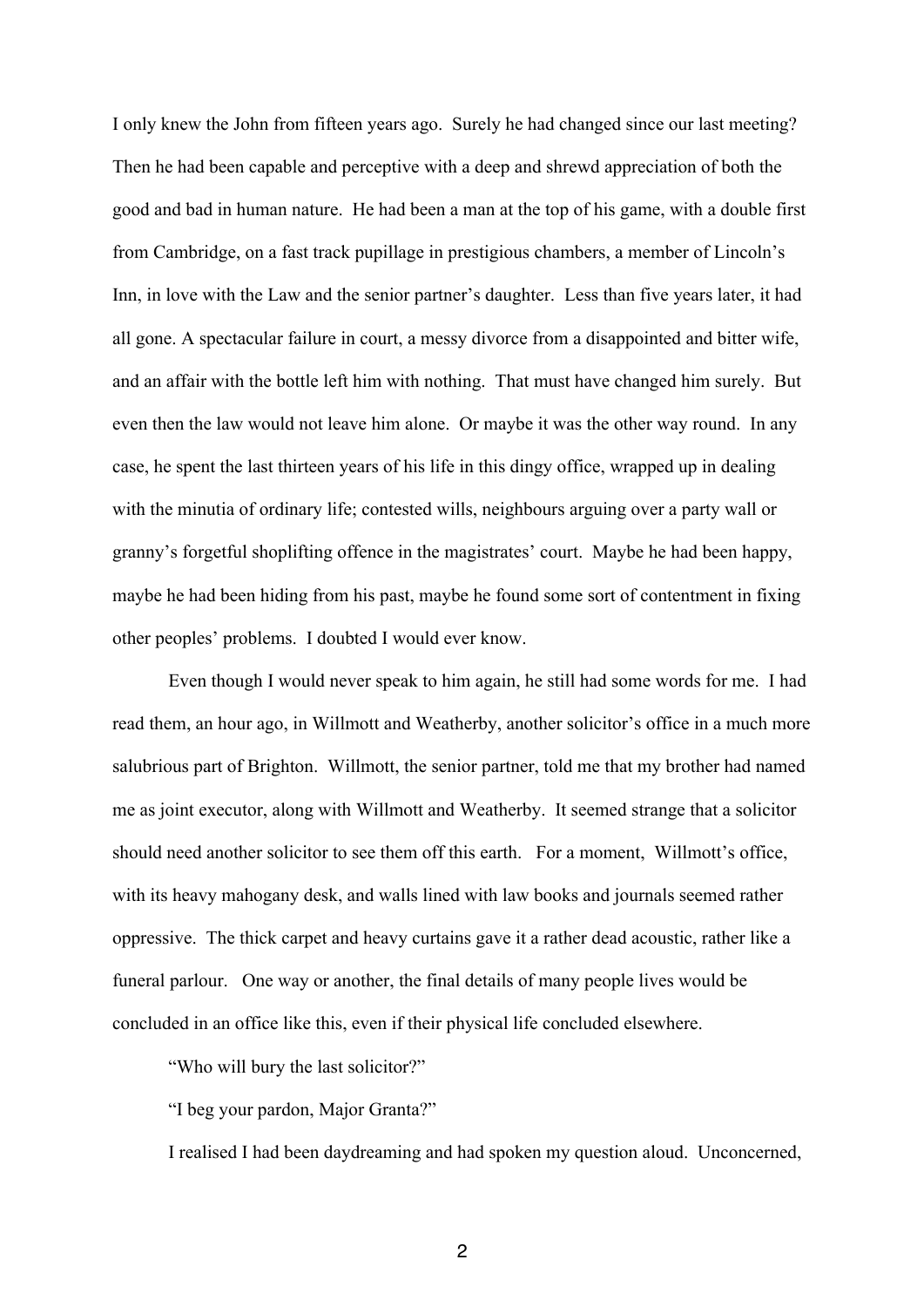I only knew the John from fifteen years ago. Surely he had changed since our last meeting? Then he had been capable and perceptive with a deep and shrewd appreciation of both the good and bad in human nature. He had been a man at the top of his game, with a double first from Cambridge, on a fast track pupillage in prestigious chambers, a member of Lincoln's Inn, in love with the Law and the senior partner's daughter. Less than five years later, it had all gone. A spectacular failure in court, a messy divorce from a disappointed and bitter wife, and an affair with the bottle left him with nothing. That must have changed him surely. But even then the law would not leave him alone. Or maybe it was the other way round. In any case, he spent the last thirteen years of his life in this dingy office, wrapped up in dealing with the minutia of ordinary life; contested wills, neighbours arguing over a party wall or granny's forgetful shoplifting offence in the magistrates' court. Maybe he had been happy, maybe he had been hiding from his past, maybe he found some sort of contentment in fixing other peoples' problems. I doubted I would ever know.

Even though I would never speak to him again, he still had some words for me. I had read them, an hour ago, in Willmott and Weatherby, another solicitor's office in a much more salubrious part of Brighton. Willmott, the senior partner, told me that my brother had named me as joint executor, along with Willmott and Weatherby. It seemed strange that a solicitor should need another solicitor to see them off this earth. For a moment, Willmott's office, with its heavy mahogany desk, and walls lined with law books and journals seemed rather oppressive. The thick carpet and heavy curtains gave it a rather dead acoustic, rather like a funeral parlour. One way or another, the final details of many people lives would be concluded in an office like this, even if their physical life concluded elsewhere.

"Who will bury the last solicitor?"

"I beg your pardon, Major Granta?"

I realised I had been daydreaming and had spoken my question aloud. Unconcerned,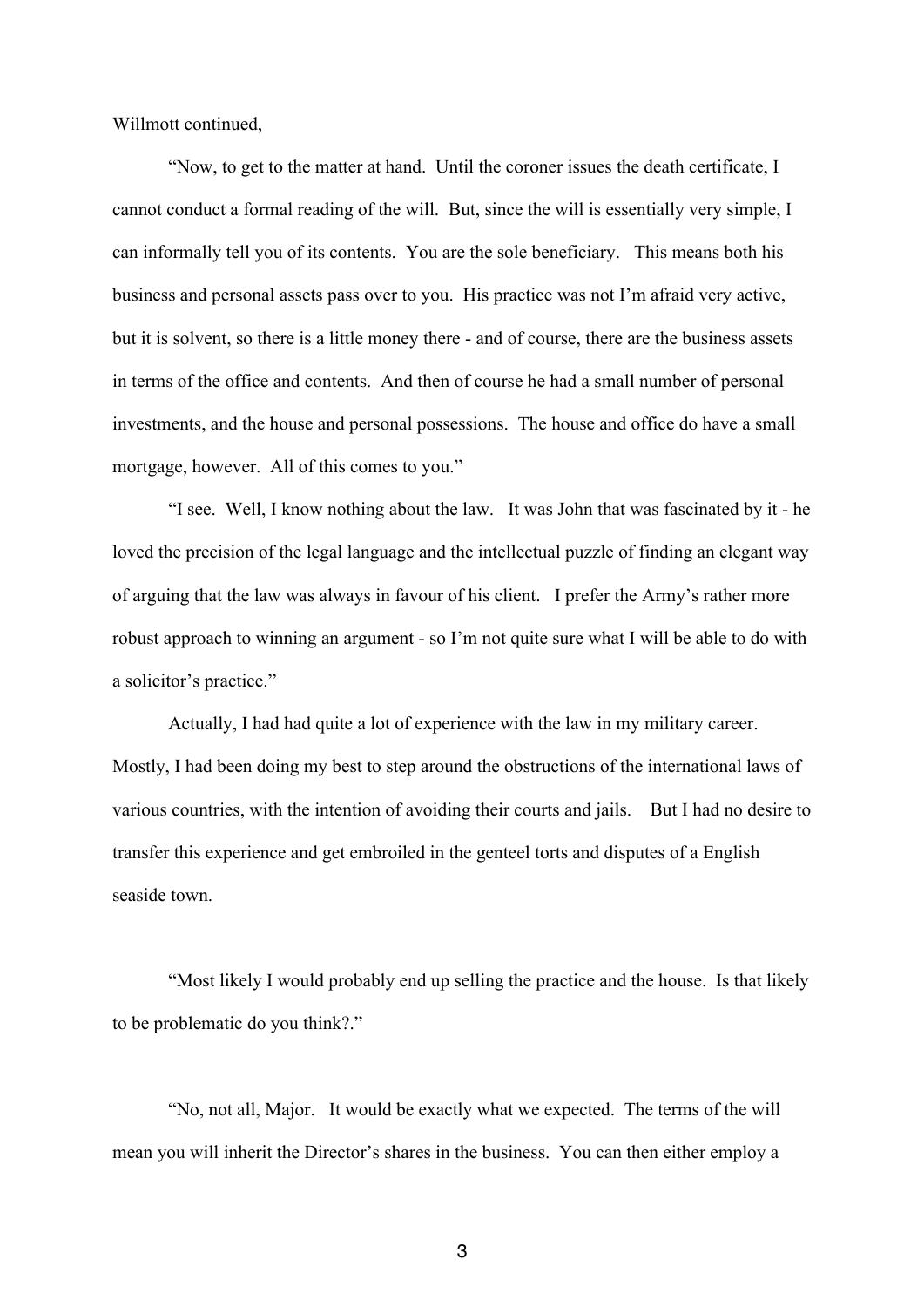Willmott continued,

"Now, to get to the matter at hand. Until the coroner issues the death certificate, I cannot conduct a formal reading of the will. But, since the will is essentially very simple, I can informally tell you of its contents. You are the sole beneficiary. This means both his business and personal assets pass over to you. His practice was not I'm afraid very active, but it is solvent, so there is a little money there - and of course, there are the business assets in terms of the office and contents. And then of course he had a small number of personal investments, and the house and personal possessions. The house and office do have a small mortgage, however. All of this comes to you."

"I see. Well, I know nothing about the law. It was John that was fascinated by it - he loved the precision of the legal language and the intellectual puzzle of finding an elegant way of arguing that the law was always in favour of his client. I prefer the Army's rather more robust approach to winning an argument - so I'm not quite sure what I will be able to do with a solicitor's practice."

Actually, I had had quite a lot of experience with the law in my military career. Mostly, I had been doing my best to step around the obstructions of the international laws of various countries, with the intention of avoiding their courts and jails. But I had no desire to transfer this experience and get embroiled in the genteel torts and disputes of a English seaside town.

"Most likely I would probably end up selling the practice and the house. Is that likely to be problematic do you think?."

"No, not all, Major. It would be exactly what we expected. The terms of the will mean you will inherit the Director's shares in the business. You can then either employ a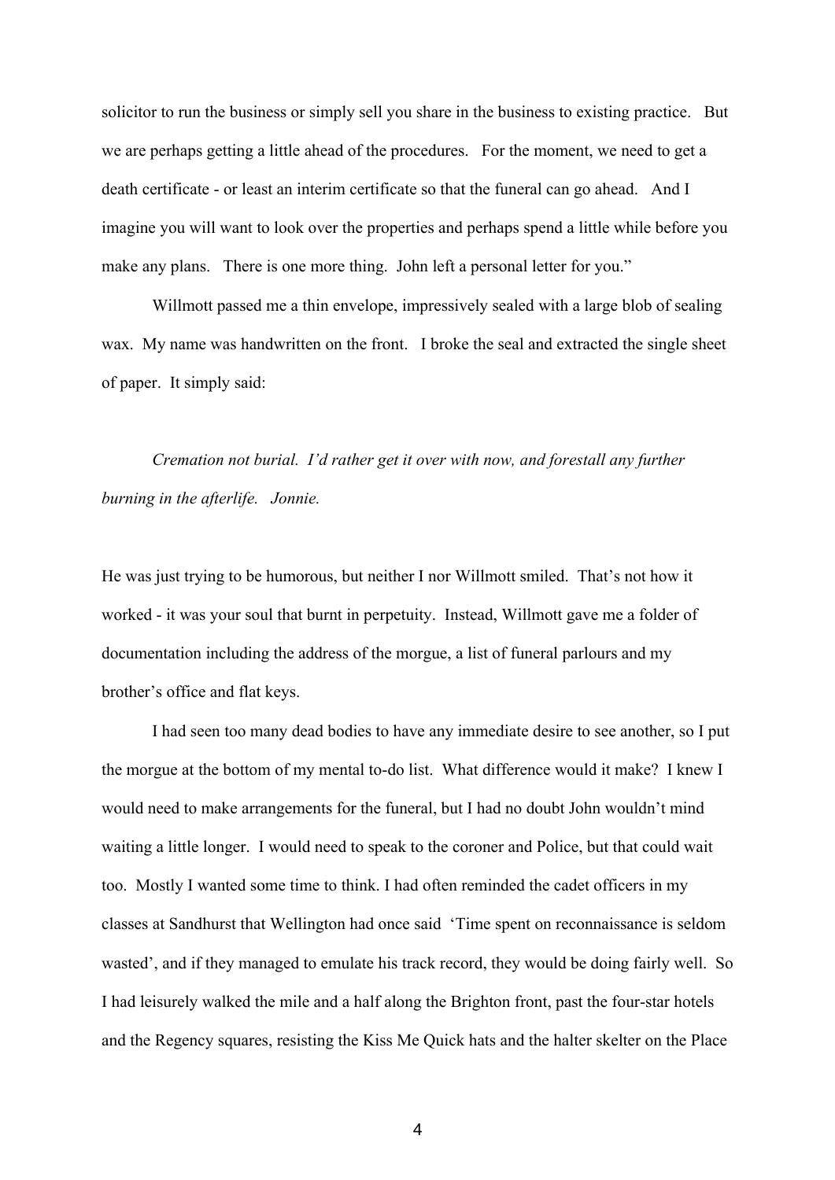solicitor to run the business or simply sell you share in the business to existing practice. But we are perhaps getting a little ahead of the procedures. For the moment, we need to get a death certificate - or least an interim certificate so that the funeral can go ahead. And I imagine you will want to look over the properties and perhaps spend a little while before you make any plans. There is one more thing. John left a personal letter for you."

Willmott passed me a thin envelope, impressively sealed with a large blob of sealing wax. My name was handwritten on the front. I broke the seal and extracted the single sheet of paper. It simply said:

*Cremation not burial. I'd rather get it over with now, and forestall any further burning in the afterlife. Jonnie.*

He was just trying to be humorous, but neither I nor Willmott smiled. That's not how it worked - it was your soul that burnt in perpetuity. Instead, Willmott gave me a folder of documentation including the address of the morgue, a list of funeral parlours and my brother's office and flat keys.

I had seen too many dead bodies to have any immediate desire to see another, so I put the morgue at the bottom of my mental to-do list. What difference would it make? I knew I would need to make arrangements for the funeral, but I had no doubt John wouldn't mind waiting a little longer. I would need to speak to the coroner and Police, but that could wait too. Mostly I wanted some time to think. I had often reminded the cadet officers in my classes at Sandhurst that Wellington had once said 'Time spent on reconnaissance is seldom wasted', and if they managed to emulate his track record, they would be doing fairly well. So I had leisurely walked the mile and a half along the Brighton front, past the four-star hotels and the Regency squares, resisting the Kiss Me Quick hats and the halter skelter on the Place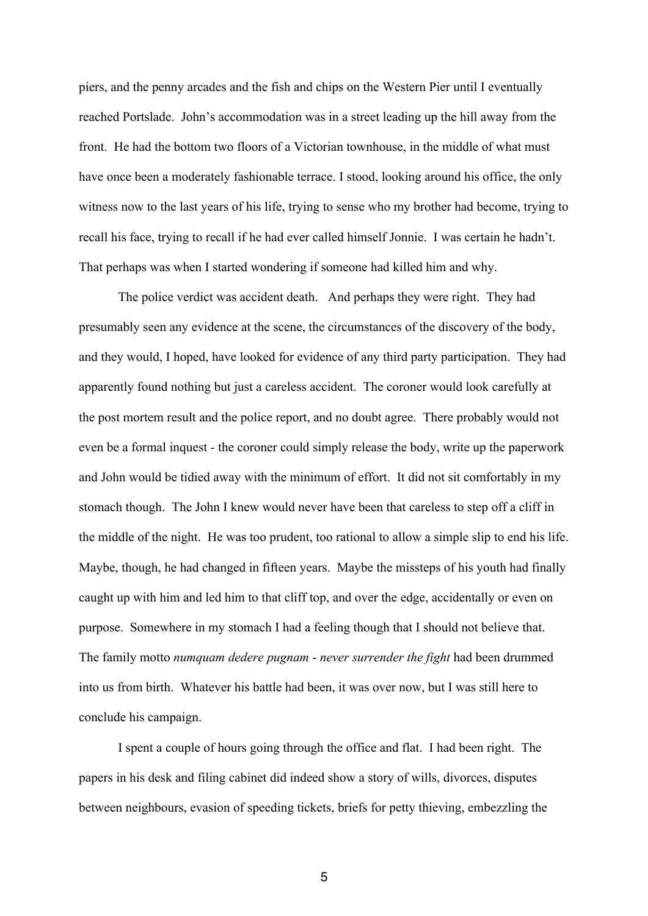piers, and the penny arcades and the fish and chips on the Western Pier until I eventually reached Portslade. John's accommodation was in a street leading up the hill away from the front. He had the bottom two floors of a Victorian townhouse, in the middle of what must have once been a moderately fashionable terrace. I stood, looking around his office, the only witness now to the last years of his life, trying to sense who my brother had become, trying to recall his face, trying to recall if he had ever called himself Jonnie. I was certain he hadn't. That perhaps was when I started wondering if someone had killed him and why.

The police verdict was accident death. And perhaps they were right. They had presumably seen any evidence at the scene, the circumstances of the discovery of the body, and they would, I hoped, have looked for evidence of any third party participation. They had apparently found nothing but just a careless accident. The coroner would look carefully at the post mortem result and the police report, and no doubt agree. There probably would not even be a formal inquest - the coroner could simply release the body, write up the paperwork and John would be tidied away with the minimum of effort. It did not sit comfortably in my stomach though. The John I knew would never have been that careless to step off a cliff in the middle of the night. He was too prudent, too rational to allow a simple slip to end his life. Maybe, though, he had changed in fifteen years. Maybe the missteps of his youth had finally caught up with him and led him to that cliff top, and over the edge, accidentally or even on purpose. Somewhere in my stomach I had a feeling though that I should not believe that. The family motto *numquam dedere pugnam - never surrender the fight* had been drummed into us from birth. Whatever his battle had been, it was over now, but I was still here to conclude his campaign.

I spent a couple of hours going through the office and flat. I had been right. The papers in his desk and filing cabinet did indeed show a story of wills, divorces, disputes between neighbours, evasion of speeding tickets, briefs for petty thieving, embezzling the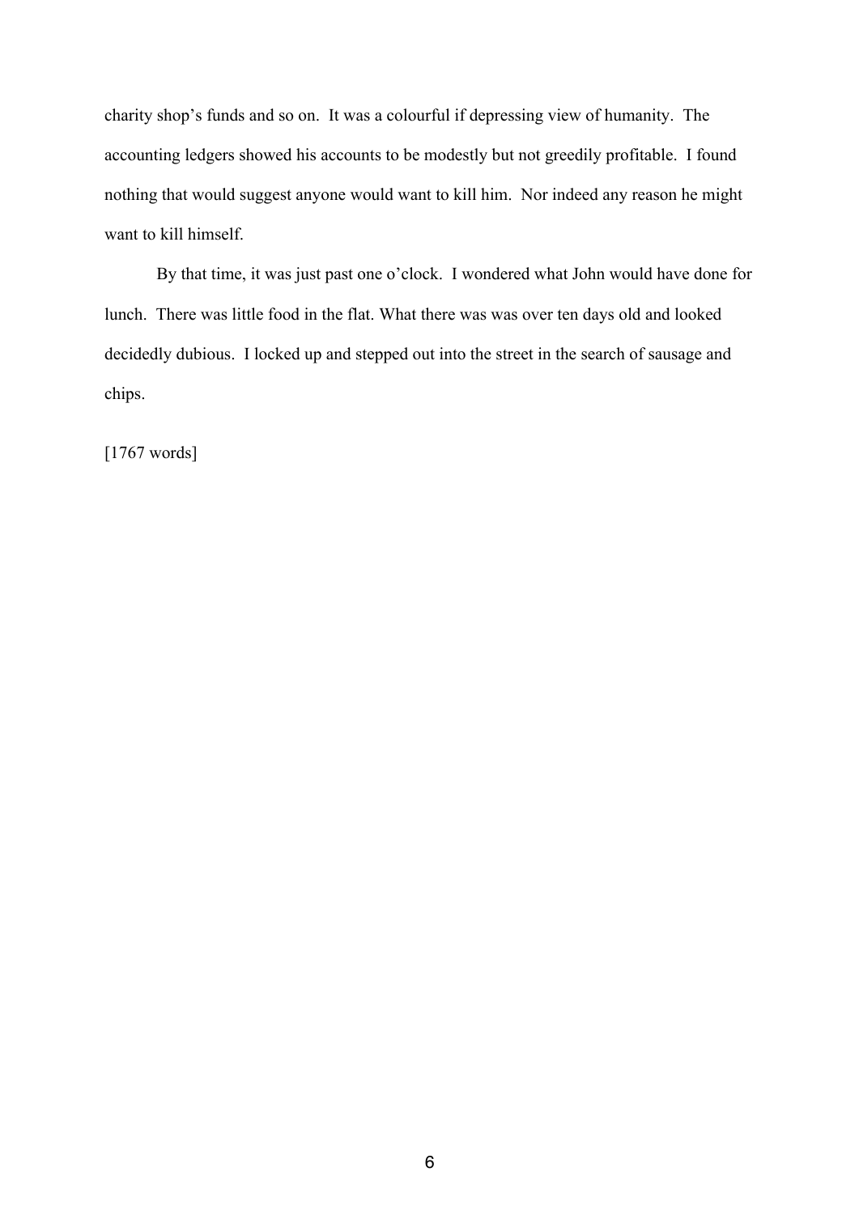charity shop's funds and so on. It was a colourful if depressing view of humanity. The accounting ledgers showed his accounts to be modestly but not greedily profitable. I found nothing that would suggest anyone would want to kill him. Nor indeed any reason he might want to kill himself.

By that time, it was just past one o'clock. I wondered what John would have done for lunch. There was little food in the flat. What there was was over ten days old and looked decidedly dubious. I locked up and stepped out into the street in the search of sausage and chips.

[1767 words]